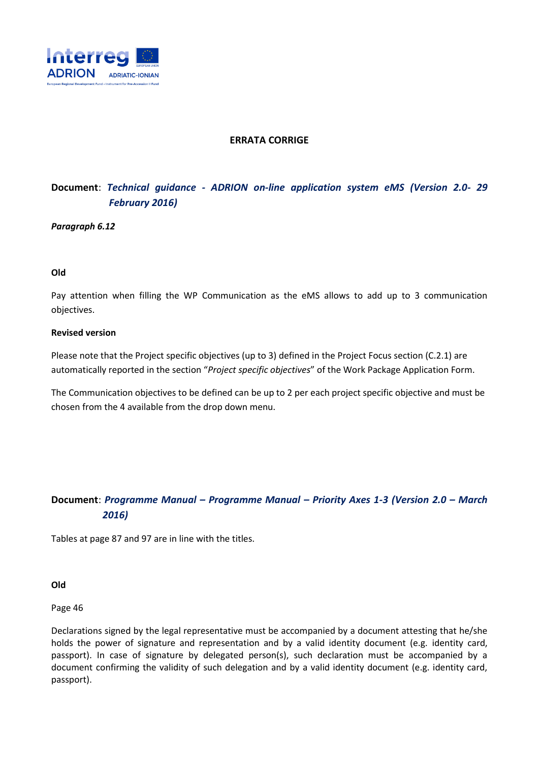## ERRATA CORRIGE

**Document**: ***Technical guidance - ADRION on-line application system eMS (Version 2.0- 29 February 2016)***

***Paragraph 6.12***

**Old**

Pay attention when filling the WP Communication as the eMS allows to add up to 3 communication objectives.

**Revised version**

Please note that the Project specific objectives (up to 3) defined in the Project Focus section (C.2.1) are automatically reported in the section "*Project specific objectives*" of the Work Package Application Form.

The Communication objectives to be defined can be up to 2 per each project specific objective and must be chosen from the 4 available from the drop down menu.

**Document**: ***Programme Manual – Programme Manual – Priority Axes 1-3 (Version 2.0 – March 2016)***

Tables at page 87 and 97 are in line with the titles.

**Old**

Page 46

Declarations signed by the legal representative must be accompanied by a document attesting that he/she holds the power of signature and representation and by a valid identity document (e.g. identity card, passport). In case of signature by delegated person(s), such declaration must be accompanied by a document confirming the validity of such delegation and by a valid identity document (e.g. identity card, passport).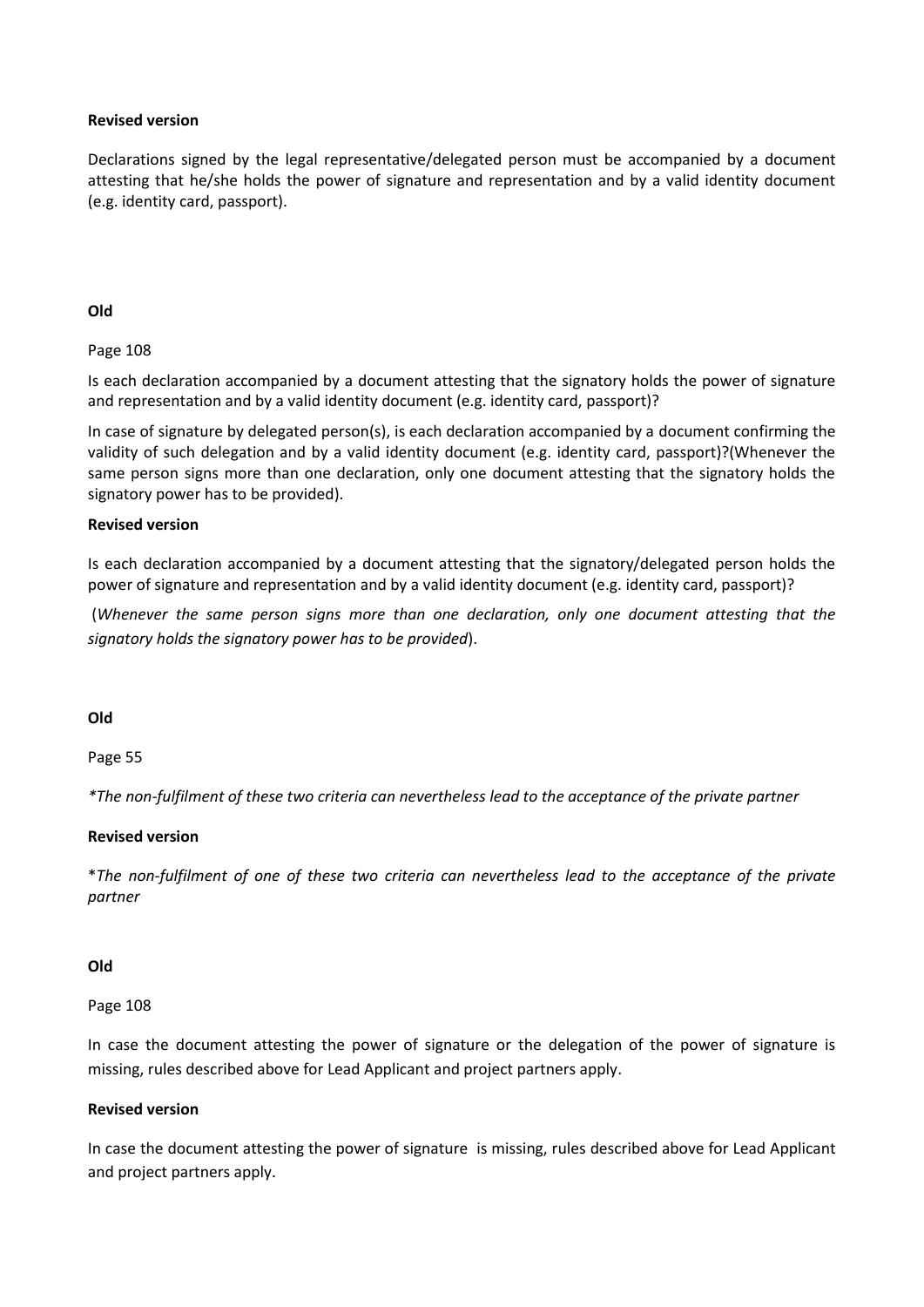**Revised version**

Declarations signed by the legal representative/delegated person must be accompanied by a document attesting that he/she holds the power of signature and representation and by a valid identity document (e.g. identity card, passport).

**Old**

Page 108

Is each declaration accompanied by a document attesting that the signatory holds the power of signature and representation and by a valid identity document (e.g. identity card, passport)?

In case of signature by delegated person(s), is each declaration accompanied by a document confirming the validity of such delegation and by a valid identity document (e.g. identity card, passport)?(Whenever the same person signs more than one declaration, only one document attesting that the signatory holds the signatory power has to be provided).

**Revised version**

Is each declaration accompanied by a document attesting that the signatory/delegated person holds the power of signature and representation and by a valid identity document (e.g. identity card, passport)?

(*Whenever the same person signs more than one declaration, only one document attesting that the signatory holds the signatory power has to be provided*).

**Old**

Page 55

*\*The non-fulfilment of these two criteria can nevertheless lead to the acceptance of the private partner*

**Revised version**

\**The non-fulfilment of one of these two criteria can nevertheless lead to the acceptance of the private partner*

**Old**

Page 108

In case the document attesting the power of signature or the delegation of the power of signature is missing, rules described above for Lead Applicant and project partners apply.

**Revised version**

In case the document attesting the power of signature is missing, rules described above for Lead Applicant and project partners apply.